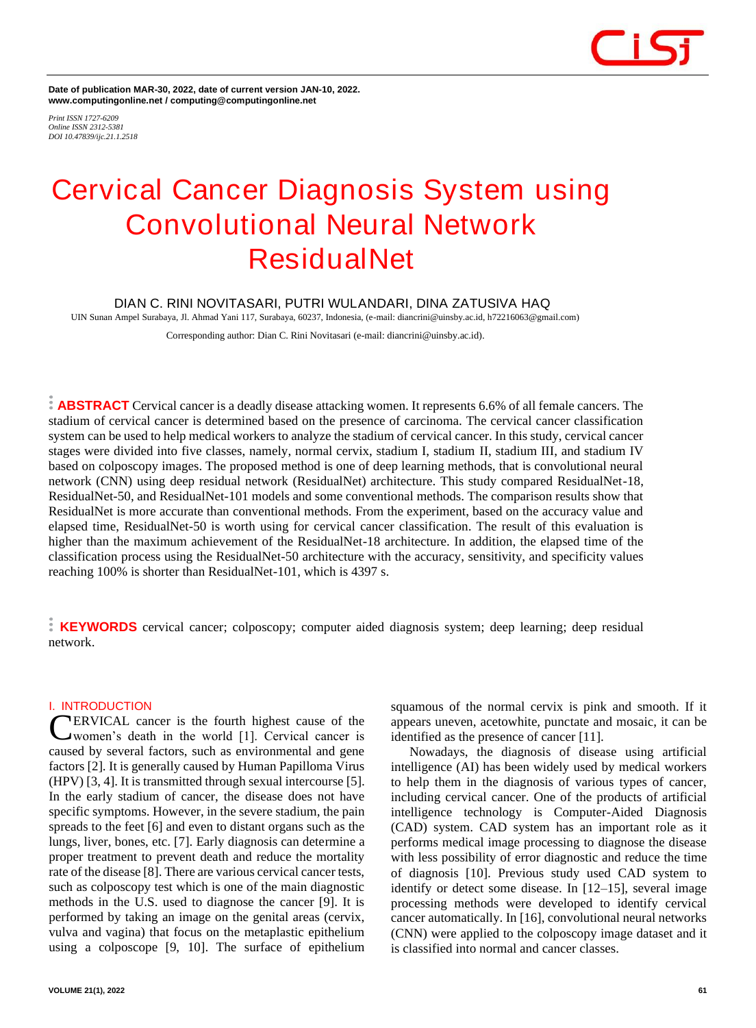Date of publication MAR-30, 2022, date of current version JAN-10, 2022.
www.computingonline.net / computing@computingonline.net

*Print ISSN 1727-6209*
*Online ISSN 2312-5381*
*DOI 10.47839/ijc.21.1.2518*

# Cervical Cancer Diagnosis System using Convolutional Neural Network ResidualNet

DIAN C. RINI NOVITASARI, PUTRI WULANDARI, DINA ZATUSIVA HAQ

UIN Sunan Ampel Surabaya, Jl. Ahmad Yani 117, Surabaya, 60237, Indonesia, (e-mail: diancrini@uinsby.ac.id, h72216063@gmail.com)

Corresponding author: Dian C. Rini Novitasari (e-mail: diancrini@uinsby.ac.id).

**ABSTRACT** Cervical cancer is a deadly disease attacking women. It represents 6.6% of all female cancers. The stadium of cervical cancer is determined based on the presence of carcinoma. The cervical cancer classification system can be used to help medical workers to analyze the stadium of cervical cancer. In this study, cervical cancer stages were divided into five classes, namely, normal cervix, stadium I, stadium II, stadium III, and stadium IV based on colposcopy images. The proposed method is one of deep learning methods, that is convolutional neural network (CNN) using deep residual network (ResidualNet) architecture. This study compared ResidualNet-18, ResidualNet-50, and ResidualNet-101 models and some conventional methods. The comparison results show that ResidualNet is more accurate than conventional methods. From the experiment, based on the accuracy value and elapsed time, ResidualNet-50 is worth using for cervical cancer classification. The result of this evaluation is higher than the maximum achievement of the ResidualNet-18 architecture. In addition, the elapsed time of the classification process using the ResidualNet-50 architecture with the accuracy, sensitivity, and specificity values reaching 100% is shorter than ResidualNet-101, which is 4397 s.

**KEYWORDS** cervical cancer; colposcopy; computer aided diagnosis system; deep learning; deep residual network.

## I. INTRODUCTION

Cervical cancer is the fourth highest cause of the women's death in the world [1]. Cervical cancer is caused by several factors, such as environmental and gene factors [2]. It is generally caused by Human Papilloma Virus (HPV) [3, 4]. It is transmitted through sexual intercourse [5]. In the early stadium of cancer, the disease does not have specific symptoms. However, in the severe stadium, the pain spreads to the feet [6] and even to distant organs such as the lungs, liver, bones, etc. [7]. Early diagnosis can determine a proper treatment to prevent death and reduce the mortality rate of the disease [8]. There are various cervical cancer tests, such as colposcopy test which is one of the main diagnostic methods in the U.S. used to diagnose the cancer [9]. It is performed by taking an image on the genital areas (cervix, vulva and vagina) that focus on the metaplastic epithelium using a colposcope [9, 10]. The surface of epithelium squamous of the normal cervix is pink and smooth. If it appears uneven, acetowhite, punctate and mosaic, it can be identified as the presence of cancer [11].

Nowadays, the diagnosis of disease using artificial intelligence (AI) has been widely used by medical workers to help them in the diagnosis of various types of cancer, including cervical cancer. One of the products of artificial intelligence technology is Computer-Aided Diagnosis (CAD) system. CAD system has an important role as it performs medical image processing to diagnose the disease with less possibility of error diagnostic and reduce the time of diagnosis [10]. Previous study used CAD system to identify or detect some disease. In [12–15], several image processing methods were developed to identify cervical cancer automatically. In [16], convolutional neural networks (CNN) were applied to the colposcopy image dataset and it is classified into normal and cancer classes.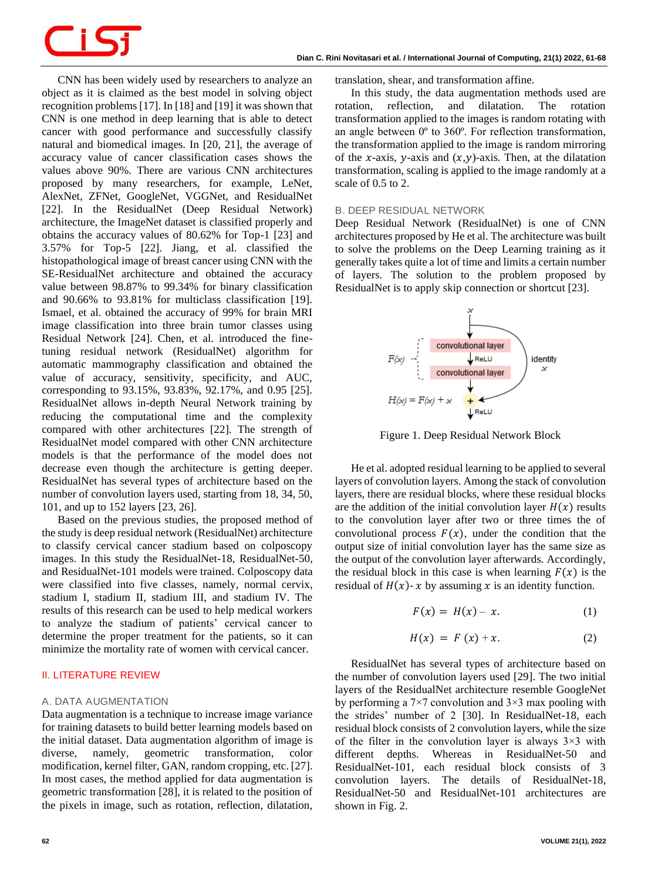CNN has been widely used by researchers to analyze an object as it is claimed as the best model in solving object recognition problems [17]. In [18] and [19] it was shown that CNN is one method in deep learning that is able to detect cancer with good performance and successfully classify natural and biomedical images. In [20, 21], the average of accuracy value of cancer classification cases shows the values above 90%. There are various CNN architectures proposed by many researchers, for example, LeNet, AlexNet, ZFNet, GoogleNet, VGGNet, and ResidualNet [22]. In the ResidualNet (Deep Residual Network) architecture, the ImageNet dataset is classified properly and obtains the accuracy values of 80.62% for Top-1 [23] and 3.57% for Top-5 [22]. Jiang, et al. classified the histopathological image of breast cancer using CNN with the SE-ResidualNet architecture and obtained the accuracy value between 98.87% to 99.34% for binary classification and 90.66% to 93.81% for multiclass classification [19]. Ismael, et al. obtained the accuracy of 99% for brain MRI image classification into three brain tumor classes using Residual Network [24]. Chen, et al. introduced the fine-tuning residual network (ResidualNet) algorithm for automatic mammography classification and obtained the value of accuracy, sensitivity, specificity, and AUC, corresponding to 93.15%, 93.83%, 92.17%, and 0.95 [25]. ResidualNet allows in-depth Neural Network training by reducing the computational time and the complexity compared with other architectures [22]. The strength of ResidualNet model compared with other CNN architecture models is that the performance of the model does not decrease even though the architecture is getting deeper. ResidualNet has several types of architecture based on the number of convolution layers used, starting from 18, 34, 50, 101, and up to 152 layers [23, 26].

Based on the previous studies, the proposed method of the study is deep residual network (ResidualNet) architecture to classify cervical cancer stadium based on colposcopy images. In this study the ResidualNet-18, ResidualNet-50, and ResidualNet-101 models were trained. Colposcopy data were classified into five classes, namely, normal cervix, stadium I, stadium II, stadium III, and stadium IV. The results of this research can be used to help medical workers to analyze the stadium of patients' cervical cancer to determine the proper treatment for the patients, so it can minimize the mortality rate of women with cervical cancer.

## II. LITERATURE REVIEW

### A. DATA AUGMENTATION

Data augmentation is a technique to increase image variance for training datasets to build better learning models based on the initial dataset. Data augmentation algorithm of image is diverse, namely, geometric transformation, color modification, kernel filter, GAN, random cropping, etc. [27]. In most cases, the method applied for data augmentation is geometric transformation [28], it is related to the position of the pixels in image, such as rotation, reflection, dilatation, translation, shear, and transformation affine.

In this study, the data augmentation methods used are rotation, reflection, and dilatation. The rotation transformation applied to the images is random rotating with an angle between 0º to 360º. For reflection transformation, the transformation applied to the image is random mirroring of the $x$-axis, $y$-axis and $(x,y)$-axis. Then, at the dilatation transformation, scaling is applied to the image randomly at a scale of 0.5 to 2.

### B. DEEP RESIDUAL NETWORK

Deep Residual Network (ResidualNet) is one of CNN architectures proposed by He et al. The architecture was built to solve the problems on the Deep Learning training as it generally takes quite a lot of time and limits a certain number of layers. The solution to the problem proposed by ResidualNet is to apply skip connection or shortcut [23].

Figure 1. Deep Residual Network Block

He et al. adopted residual learning to be applied to several layers of convolution layers. Among the stack of convolution layers, there are residual blocks, where these residual blocks are the addition of the initial convolution layer $H(x)$ results to the convolution layer after two or three times the of convolutional process $F(x)$, under the condition that the output size of initial convolution layer has the same size as the output of the convolution layer afterwards. Accordingly, the residual block in this case is when learning $F(x)$ is the residual of $H(x)$- $x$ by assuming $x$ is an identity function.

$$F(x) = H(x) - x. \tag{1}$$

$$H(x) = F(x) + x. \tag{2}$$

ResidualNet has several types of architecture based on the number of convolution layers used [29]. The two initial layers of the ResidualNet architecture resemble GoogleNet by performing a 7×7 convolution and 3×3 max pooling with the strides' number of 2 [30]. In ResidualNet-18, each residual block consists of 2 convolution layers, while the size of the filter in the convolution layer is always 3×3 with different depths. Whereas in ResidualNet-50 and ResidualNet-101, each residual block consists of 3 convolution layers. The details of ResidualNet-18, ResidualNet-50 and ResidualNet-101 architectures are shown in Fig. 2.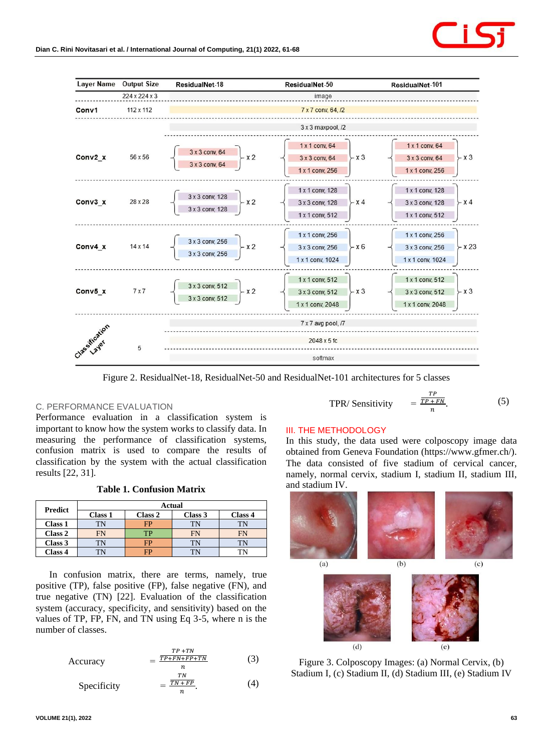| Layer Name | Output Size | ResidualNet-18 | ResidualNet-50 | ResidualNet-101 |
|---|---|---|---|---|
| | 224 x 224 x 3 | image | | |
| Conv1 | 112 x 112 | 7 x 7 conv, 64, /2 | | |
| | | 3 x 3 maxpool, /2 | | |
| Conv2_x | 56 x 56 | [3 x 3 conv, 64; 3 x 3 conv, 64] x 2 | [1 x 1 conv, 64; 3 x 3 conv, 64; 1 x 1 conv, 256] x 3 | [1 x 1 conv, 64; 3 x 3 conv, 64; 1 x 1 conv, 256] x 3 |
| Conv3_x | 28 x 28 | [3 x 3 conv, 128; 3 x 3 conv, 128] x 2 | [1 x 1 conv, 128; 3 x 3 conv, 128; 1 x 1 conv, 512] x 4 | [1 x 1 conv, 128; 3 x 3 conv, 128; 1 x 1 conv, 512] x 4 |
| Conv4_x | 14 x 14 | [3 x 3 conv, 256; 3 x 3 conv, 256] x 2 | [1 x 1 conv, 256; 3 x 3 conv, 256; 1 x 1 conv, 1024] x 6 | [1 x 1 conv, 256; 3 x 3 conv, 256; 1 x 1 conv, 1024] x 23 |
| Conv5_x | 7 x 7 | [3 x 3 conv, 512; 3 x 3 conv, 512] x 2 | [1 x 1 conv, 512; 3 x 3 conv, 512; 1 x 1 conv, 2048] x 3 | [1 x 1 conv, 512; 3 x 3 conv, 512; 1 x 1 conv, 2048] x 3 |
| Classification Layer | 5 | 7 x 7 avg pool, /7 | | |
| | | 2048 x 5 fc | | |
| | | softmax | | |

Figure 2. ResidualNet-18, ResidualNet-50 and ResidualNet-101 architectures for 5 classes

### C. PERFORMANCE EVALUATION

Performance evaluation in a classification system is important to know how the system works to classify data. In measuring the performance of classification systems, confusion matrix is used to compare the results of classification by the system with the actual classification results [22, 31].

**Table 1. Confusion Matrix**

| Predict | Actual | | | |
|---|---|---|---|---|
| | Class 1 | Class 2 | Class 3 | Class 4 |
| Class 1 | TN | FP | TN | TN |
| Class 2 | FN | TP | FN | FN |
| Class 3 | TN | FP | TN | TN |
| Class 4 | TN | FP | TN | TN |

In confusion matrix, there are terms, namely, true positive (TP), false positive (FP), false negative (FN), and true negative (TN) [22]. Evaluation of the classification system (accuracy, specificity, and sensitivity) based on the values of TP, FP, FN, and TN using Eq 3-5, where n is the number of classes.

$$\text{Accuracy} = \frac{\frac{TP+TN}{TP+FN+FP+TN}}{n} \tag{3}$$

$$\text{Specificity} = \frac{\frac{TN}{TN+FP}}{n}. \tag{4}$$

$$\text{TPR/ Sensitivity} = \frac{\frac{TP}{TP+FN}}{n}. \tag{5}$$

## III. THE METHODOLOGY

In this study, the data used were colposcopy image data obtained from Geneva Foundation (https://www.gfmer.ch/). The data consisted of five stadium of cervical cancer, namely, normal cervix, stadium I, stadium II, stadium III, and stadium IV.

(a) (b) (c) (d) (e)

Figure 3. Colposcopy Images: (a) Normal Cervix, (b) Stadium I, (c) Stadium II, (d) Stadium III, (e) Stadium IV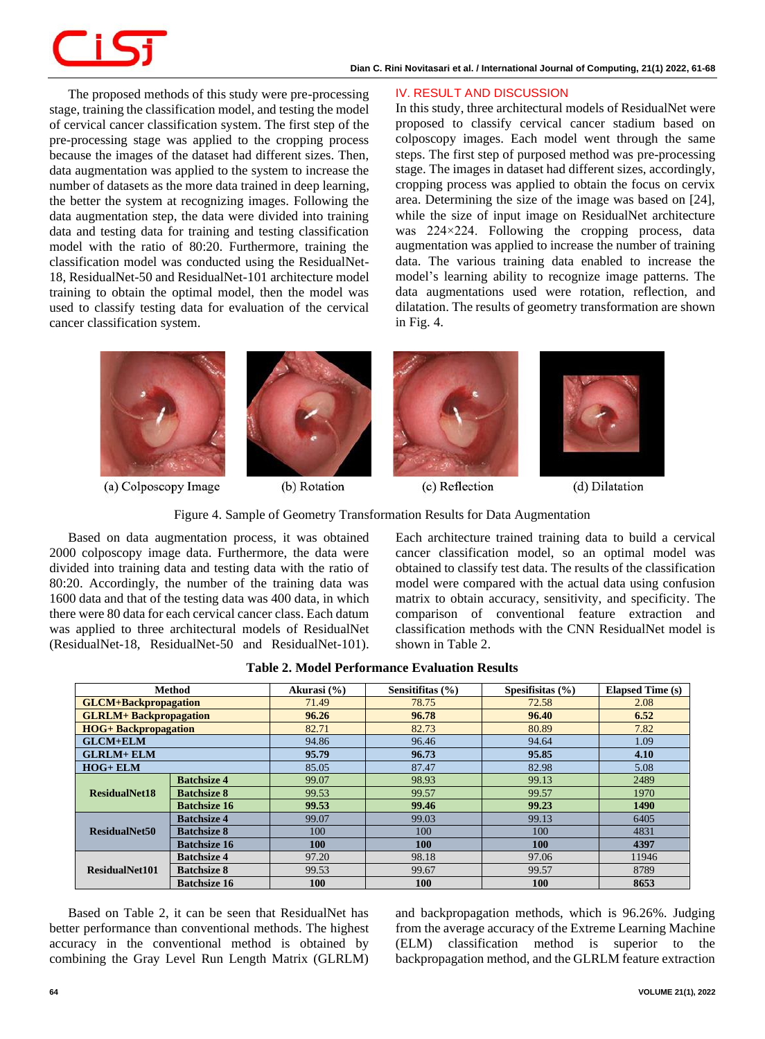The proposed methods of this study were pre-processing stage, training the classification model, and testing the model of cervical cancer classification system. The first step of the pre-processing stage was applied to the cropping process because the images of the dataset had different sizes. Then, data augmentation was applied to the system to increase the number of datasets as the more data trained in deep learning, the better the system at recognizing images. Following the data augmentation step, the data were divided into training data and testing data for training and testing classification model with the ratio of 80:20. Furthermore, training the classification model was conducted using the ResidualNet-18, ResidualNet-50 and ResidualNet-101 architecture model training to obtain the optimal model, then the model was used to classify testing data for evaluation of the cervical cancer classification system.

## IV. RESULT AND DISCUSSION

In this study, three architectural models of ResidualNet were proposed to classify cervical cancer stadium based on colposcopy images. Each model went through the same steps. The first step of purposed method was pre-processing stage. The images in dataset had different sizes, accordingly, cropping process was applied to obtain the focus on cervix area. Determining the size of the image was based on [24], while the size of input image on ResidualNet architecture was 224×224. Following the cropping process, data augmentation was applied to increase the number of training data. The various training data enabled to increase the model's learning ability to recognize image patterns. The data augmentations used were rotation, reflection, and dilatation. The results of geometry transformation are shown in Fig. 4.

(a) Colposcopy Image (b) Rotation (c) Reflection (d) Dilatation

Figure 4. Sample of Geometry Transformation Results for Data Augmentation

Based on data augmentation process, it was obtained 2000 colposcopy image data. Furthermore, the data were divided into training data and testing data with the ratio of 80:20. Accordingly, the number of the training data was 1600 data and that of the testing data was 400 data, in which there were 80 data for each cervical cancer class. Each datum was applied to three architectural models of ResidualNet (ResidualNet-18, ResidualNet-50 and ResidualNet-101). Each architecture trained training data to build a cervical cancer classification model, so an optimal model was obtained to classify test data. The results of the classification model were compared with the actual data using confusion matrix to obtain accuracy, sensitivity, and specificity. The comparison of conventional feature extraction and classification methods with the CNN ResidualNet model is shown in Table 2.

**Table 2. Model Performance Evaluation Results**

| Method | | Akurasi (%) | Sensitifitas (%) | Spesifisitas (%) | Elapsed Time (s) |
|---|---|---|---|---|---|
| **GLCM+Backpropagation** | | 71.49 | 78.75 | 72.58 | 2.08 |
| **GLRLM+ Backpropagation** | | **96.26** | **96.78** | **96.40** | **6.52** |
| **HOG+ Backpropagation** | | 82.71 | 82.73 | 80.89 | 7.82 |
| **GLCM+ELM** | | 94.86 | 96.46 | 94.64 | 1.09 |
| **GLRLM+ ELM** | | **95.79** | **96.73** | **95.85** | **4.10** |
| **HOG+ ELM** | | 85.05 | 87.47 | 82.98 | 5.08 |
| **ResidualNet18** | **Batchsize 4** | 99.07 | 98.93 | 99.13 | 2489 |
| | **Batchsize 8** | 99.53 | 99.57 | 99.57 | 1970 |
| | **Batchsize 16** | **99.53** | **99.46** | **99.23** | **1490** |
| **ResidualNet50** | **Batchsize 4** | 99.07 | 99.03 | 99.13 | 6405 |
| | **Batchsize 8** | 100 | 100 | 100 | 4831 |
| | **Batchsize 16** | **100** | **100** | **100** | **4397** |
| **ResidualNet101** | **Batchsize 4** | 97.20 | 98.18 | 97.06 | 11946 |
| | **Batchsize 8** | 99.53 | 99.67 | 99.57 | 8789 |
| | **Batchsize 16** | **100** | **100** | **100** | **8653** |

Based on Table 2, it can be seen that ResidualNet has better performance than conventional methods. The highest accuracy in the conventional method is obtained by combining the Gray Level Run Length Matrix (GLRLM) and backpropagation methods, which is 96.26%. Judging from the average accuracy of the Extreme Learning Machine (ELM) classification method is superior to the backpropagation method, and the GLRLM feature extraction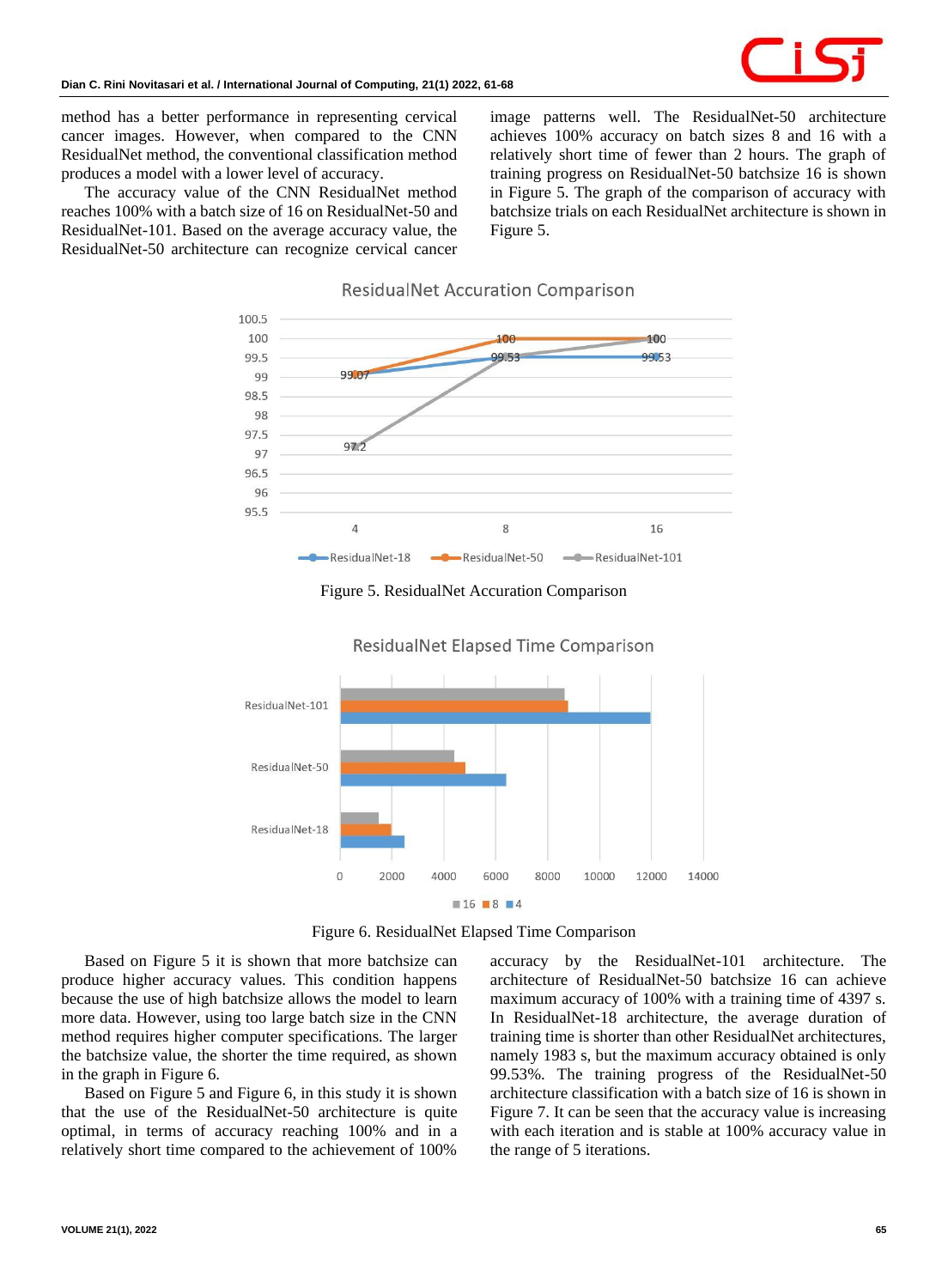method has a better performance in representing cervical cancer images. However, when compared to the CNN ResidualNet method, the conventional classification method produces a model with a lower level of accuracy.

The accuracy value of the CNN ResidualNet method reaches 100% with a batch size of 16 on ResidualNet-50 and ResidualNet-101. Based on the average accuracy value, the ResidualNet-50 architecture can recognize cervical cancer image patterns well. The ResidualNet-50 architecture achieves 100% accuracy on batch sizes 8 and 16 with a relatively short time of fewer than 2 hours. The graph of training progress on ResidualNet-50 batchsize 16 is shown in Figure 5. The graph of the comparison of accuracy with batchsize trials on each ResidualNet architecture is shown in Figure 5.

Figure 5. ResidualNet Accuration Comparison

Figure 6. ResidualNet Elapsed Time Comparison

Based on Figure 5 it is shown that more batchsize can produce higher accuracy values. This condition happens because the use of high batchsize allows the model to learn more data. However, using too large batch size in the CNN method requires higher computer specifications. The larger the batchsize value, the shorter the time required, as shown in the graph in Figure 6.

Based on Figure 5 and Figure 6, in this study it is shown that the use of the ResidualNet-50 architecture is quite optimal, in terms of accuracy reaching 100% and in a relatively short time compared to the achievement of 100% accuracy by the ResidualNet-101 architecture. The architecture of ResidualNet-50 batchsize 16 can achieve maximum accuracy of 100% with a training time of 4397 s. In ResidualNet-18 architecture, the average duration of training time is shorter than other ResidualNet architectures, namely 1983 s, but the maximum accuracy obtained is only 99.53%. The training progress of the ResidualNet-50 architecture classification with a batch size of 16 is shown in Figure 7. It can be seen that the accuracy value is increasing with each iteration and is stable at 100% accuracy value in the range of 5 iterations.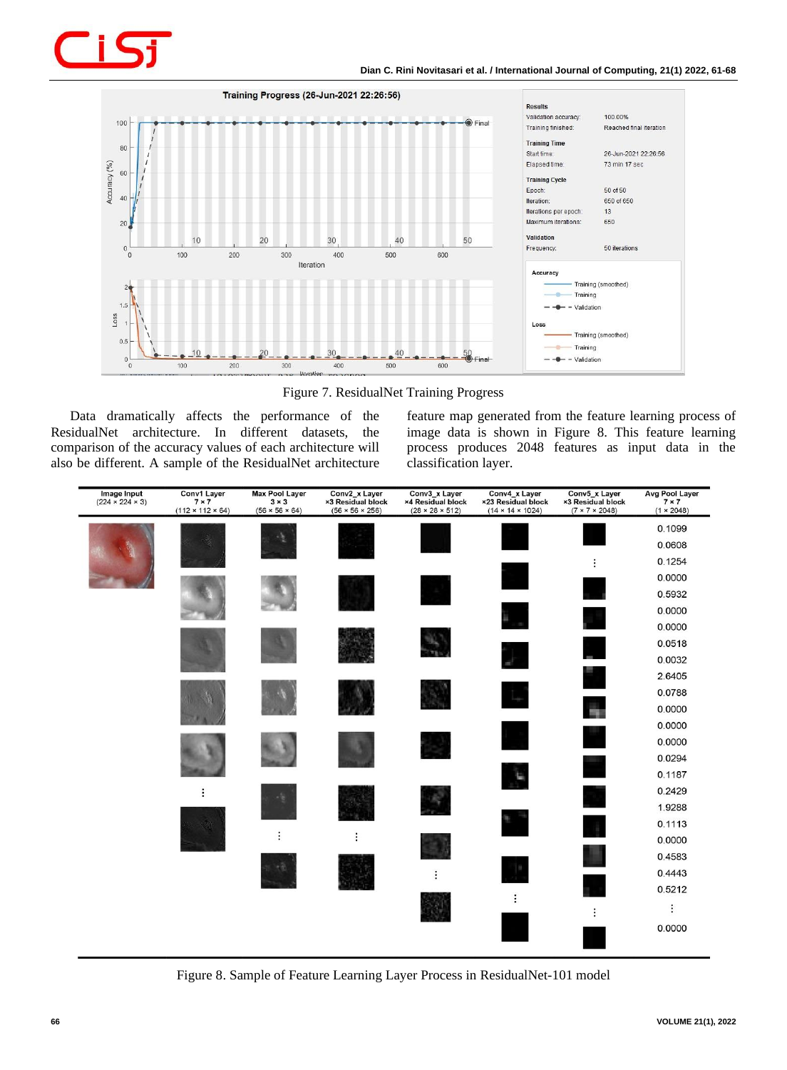Figure 7. ResidualNet Training Progress

Data dramatically affects the performance of the ResidualNet architecture. In different datasets, the comparison of the accuracy values of each architecture will also be different. A sample of the ResidualNet architecture feature map generated from the feature learning process of image data is shown in Figure 8. This feature learning process produces 2048 features as input data in the classification layer.

Figure 8. Sample of Feature Learning Layer Process in ResidualNet-101 model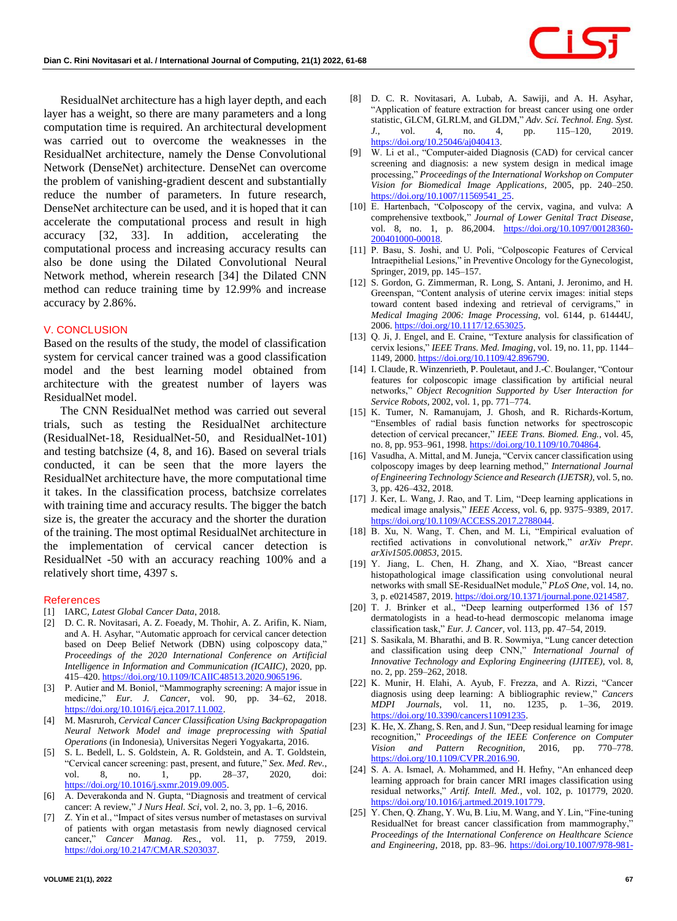ResidualNet architecture has a high layer depth, and each layer has a weight, so there are many parameters and a long computation time is required. An architectural development was carried out to overcome the weaknesses in the ResidualNet architecture, namely the Dense Convolutional Network (DenseNet) architecture. DenseNet can overcome the problem of vanishing-gradient descent and substantially reduce the number of parameters. In future research, DenseNet architecture can be used, and it is hoped that it can accelerate the computational process and result in high accuracy [32, 33]. In addition, accelerating the computational process and increasing accuracy results can also be done using the Dilated Convolutional Neural Network method, wherein research [34] the Dilated CNN method can reduce training time by 12.99% and increase accuracy by 2.86%.

## V. CONCLUSION

Based on the results of the study, the model of classification system for cervical cancer trained was a good classification model and the best learning model obtained from architecture with the greatest number of layers was ResidualNet model.

The CNN ResidualNet method was carried out several trials, such as testing the ResidualNet architecture (ResidualNet-18, ResidualNet-50, and ResidualNet-101) and testing batchsize (4, 8, and 16). Based on several trials conducted, it can be seen that the more layers the ResidualNet architecture have, the more computational time it takes. In the classification process, batchsize correlates with training time and accuracy results. The bigger the batch size is, the greater the accuracy and the shorter the duration of the training. The most optimal ResidualNet architecture in the implementation of cervical cancer detection is ResidualNet -50 with an accuracy reaching 100% and a relatively short time, 4397 s.

## References

[1] IARC, *Latest Global Cancer Data*, 2018.

[2] D. C. R. Novitasari, A. Z. Foeady, M. Thohir, A. Z. Arifin, K. Niam, and A. H. Asyhar, "Automatic approach for cervical cancer detection based on Deep Belief Network (DBN) using colposcopy data," *Proceedings of the 2020 International Conference on Artificial Intelligence in Information and Communication (ICAIIC)*, 2020, pp. 415–420. https://doi.org/10.1109/ICAIIC48513.2020.9065196.

[3] P. Autier and M. Boniol, "Mammography screening: A major issue in medicine," *Eur. J. Cancer*, vol. 90, pp. 34–62, 2018. https://doi.org/10.1016/j.ejca.2017.11.002.

[4] M. Masruroh, *Cervical Cancer Classification Using Backpropagation Neural Network Model and image preprocessing with Spatial Operations* (in Indonesia), Universitas Negeri Yogyakarta, 2016.

[5] S. L. Bedell, L. S. Goldstein, A. R. Goldstein, and A. T. Goldstein, "Cervical cancer screening: past, present, and future," *Sex. Med. Rev.*, vol. 8, no. 1, pp. 28–37, 2020, doi: https://doi.org/10.1016/j.sxmr.2019.09.005.

[6] A. Deverakonda and N. Gupta, "Diagnosis and treatment of cervical cancer: A review," *J Nurs Heal. Sci*, vol. 2, no. 3, pp. 1–6, 2016.

[7] Z. Yin et al., "Impact of sites versus number of metastases on survival of patients with organ metastasis from newly diagnosed cervical cancer," *Cancer Manag. Res.*, vol. 11, p. 7759, 2019. https://doi.org/10.2147/CMAR.S203037.

[8] D. C. R. Novitasari, A. Lubab, A. Sawiji, and A. H. Asyhar, "Application of feature extraction for breast cancer using one order statistic, GLCM, GLRLM, and GLDM," *Adv. Sci. Technol. Eng. Syst. J.*, vol. 4, no. 4, pp. 115–120, 2019. https://doi.org/10.25046/aj040413.

[9] W. Li et al., "Computer-aided Diagnosis (CAD) for cervical cancer screening and diagnosis: a new system design in medical image processing," *Proceedings of the International Workshop on Computer Vision for Biomedical Image Applications*, 2005, pp. 240–250. https://doi.org/10.1007/11569541_25.

[10] E. Hartenbach, "Colposcopy of the cervix, vagina, and vulva: A comprehensive textbook," *Journal of Lower Genital Tract Disease*, vol. 8, no. 1, p. 86,2004. https://doi.org/10.1097/00128360-200401000-00018.

[11] P. Basu, S. Joshi, and U. Poli, "Colposcopic Features of Cervical Intraepithelial Lesions," in Preventive Oncology for the Gynecologist, Springer, 2019, pp. 145–157.

[12] S. Gordon, G. Zimmerman, R. Long, S. Antani, J. Jeronimo, and H. Greenspan, "Content analysis of uterine cervix images: initial steps toward content based indexing and retrieval of cervigrams," in *Medical Imaging 2006: Image Processing*, vol. 6144, p. 61444U, 2006. https://doi.org/10.1117/12.653025.

[13] Q. Ji, J. Engel, and E. Craine, "Texture analysis for classification of cervix lesions," *IEEE Trans. Med. Imaging*, vol. 19, no. 11, pp. 1144–1149, 2000. https://doi.org/10.1109/42.896790.

[14] I. Claude, R. Winzenrieth, P. Pouletaut, and J.-C. Boulanger, "Contour features for colposcopic image classification by artificial neural networks," *Object Recognition Supported by User Interaction for Service Robots*, 2002, vol. 1, pp. 771–774.

[15] K. Tumer, N. Ramanujam, J. Ghosh, and R. Richards-Kortum, "Ensembles of radial basis function networks for spectroscopic detection of cervical precancer," *IEEE Trans. Biomed. Eng.*, vol. 45, no. 8, pp. 953–961, 1998. https://doi.org/10.1109/10.704864.

[16] Vasudha, A. Mittal, and M. Juneja, "Cervix cancer classification using colposcopy images by deep learning method," *International Journal of Engineering Technology Science and Research (IJETSR)*, vol. 5, no. 3, pp. 426–432, 2018.

[17] J. Ker, L. Wang, J. Rao, and T. Lim, "Deep learning applications in medical image analysis," *IEEE Access*, vol. 6, pp. 9375–9389, 2017. https://doi.org/10.1109/ACCESS.2017.2788044.

[18] B. Xu, N. Wang, T. Chen, and M. Li, "Empirical evaluation of rectified activations in convolutional network," *arXiv Prepr. arXiv1505.00853*, 2015.

[19] Y. Jiang, L. Chen, H. Zhang, and X. Xiao, "Breast cancer histopathological image classification using convolutional neural networks with small SE-ResidualNet module," *PLoS One*, vol. 14, no. 3, p. e0214587, 2019. https://doi.org/10.1371/journal.pone.0214587.

[20] T. J. Brinker et al., "Deep learning outperformed 136 of 157 dermatologists in a head-to-head dermoscopic melanoma image classification task," *Eur. J. Cancer*, vol. 113, pp. 47–54, 2019.

[21] S. Sasikala, M. Bharathi, and B. R. Sowmiya, "Lung cancer detection and classification using deep CNN," *International Journal of Innovative Technology and Exploring Engineering (IJITEE)*, vol. 8, no. 2, pp. 259–262, 2018.

[22] K. Munir, H. Elahi, A. Ayub, F. Frezza, and A. Rizzi, "Cancer diagnosis using deep learning: A bibliographic review," *Cancers MDPI Journals*, vol. 11, no. 1235, p. 1–36, 2019. https://doi.org/10.3390/cancers11091235.

[23] K. He, X. Zhang, S. Ren, and J. Sun, "Deep residual learning for image recognition," *Proceedings of the IEEE Conference on Computer Vision and Pattern Recognition*, 2016, pp. 770–778. https://doi.org/10.1109/CVPR.2016.90.

[24] S. A. A. Ismael, A. Mohammed, and H. Hefny, "An enhanced deep learning approach for brain cancer MRI images classification using residual networks," *Artif. Intell. Med.*, vol. 102, p. 101779, 2020. https://doi.org/10.1016/j.artmed.2019.101779.

[25] Y. Chen, Q. Zhang, Y. Wu, B. Liu, M. Wang, and Y. Lin, "Fine-tuning ResidualNet for breast cancer classification from mammography," *Proceedings of the International Conference on Healthcare Science and Engineering*, 2018, pp. 83–96. https://doi.org/10.1007/978-981-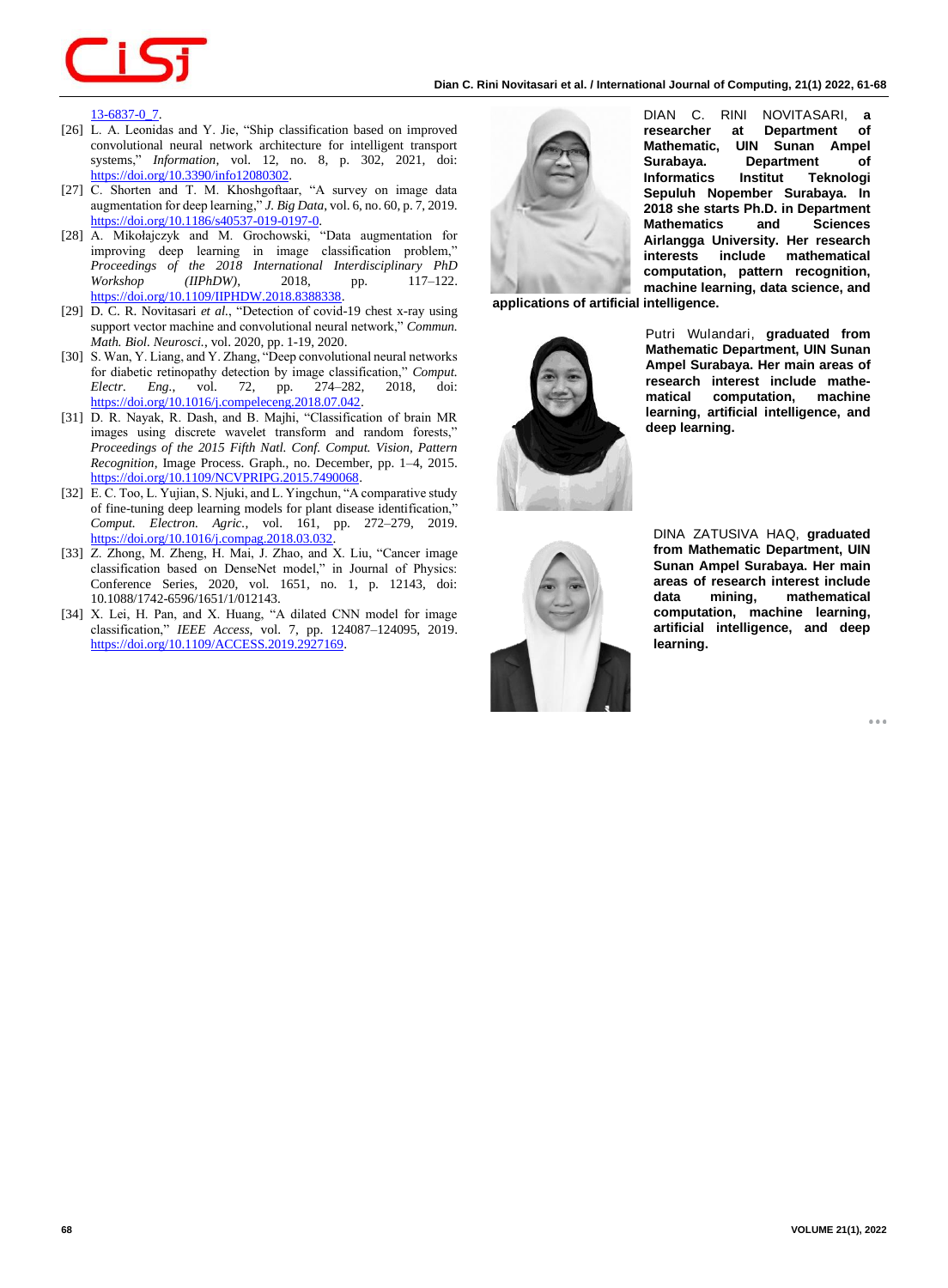13-6837-0_7.

[26] L. A. Leonidas and Y. Jie, "Ship classification based on improved convolutional neural network architecture for intelligent transport systems," *Information*, vol. 12, no. 8, p. 302, 2021, doi: https://doi.org/10.3390/info12080302.

[27] C. Shorten and T. M. Khoshgoftaar, "A survey on image data augmentation for deep learning," *J. Big Data*, vol. 6, no. 60, p. 7, 2019. https://doi.org/10.1186/s40537-019-0197-0.

[28] A. Mikołajczyk and M. Grochowski, "Data augmentation for improving deep learning in image classification problem," *Proceedings of the 2018 International Interdisciplinary PhD Workshop (IIPhDW)*, 2018, pp. 117–122. https://doi.org/10.1109/IIPHDW.2018.8388338.

[29] D. C. R. Novitasari *et al.*, "Detection of covid-19 chest x-ray using support vector machine and convolutional neural network," *Commun. Math. Biol. Neurosci.*, vol. 2020, pp. 1-19, 2020.

[30] S. Wan, Y. Liang, and Y. Zhang, "Deep convolutional neural networks for diabetic retinopathy detection by image classification," *Comput. Electr. Eng.*, vol. 72, pp. 274–282, 2018, doi: https://doi.org/10.1016/j.compeleceng.2018.07.042.

[31] D. R. Nayak, R. Dash, and B. Majhi, "Classification of brain MR images using discrete wavelet transform and random forests," *Proceedings of the 2015 Fifth Natl. Conf. Comput. Vision, Pattern Recognition*, Image Process. Graph., no. December, pp. 1–4, 2015. https://doi.org/10.1109/NCVPRIPG.2015.7490068.

[32] E. C. Too, L. Yujian, S. Njuki, and L. Yingchun, "A comparative study of fine-tuning deep learning models for plant disease identification," *Comput. Electron. Agric.*, vol. 161, pp. 272–279, 2019. https://doi.org/10.1016/j.compag.2018.03.032.

[33] Z. Zhong, M. Zheng, H. Mai, J. Zhao, and X. Liu, "Cancer image classification based on DenseNet model," in Journal of Physics: Conference Series, 2020, vol. 1651, no. 1, p. 12143, doi: 10.1088/1742-6596/1651/1/012143.

[34] X. Lei, H. Pan, and X. Huang, "A dilated CNN model for image classification," *IEEE Access*, vol. 7, pp. 124087–124095, 2019. https://doi.org/10.1109/ACCESS.2019.2927169.

DIAN C. RINI NOVITASARI, **a researcher at Department of Mathematic, UIN Sunan Ampel Surabaya. Department of Informatics Institut Teknologi Sepuluh Nopember Surabaya. In 2018 she starts Ph.D. in Department Mathematics and Sciences Airlangga University. Her research interests include mathematical computation, pattern recognition, machine learning, data science, and applications of artificial intelligence.**

Putri Wulandari, **graduated from Mathematic Department, UIN Sunan Ampel Surabaya. Her main areas of research interest include mathematical computation, machine learning, artificial intelligence, and deep learning.**

DINA ZATUSIVA HAQ, **graduated from Mathematic Department, UIN Sunan Ampel Surabaya. Her main areas of research interest include data mining, mathematical computation, machine learning, artificial intelligence, and deep learning.**